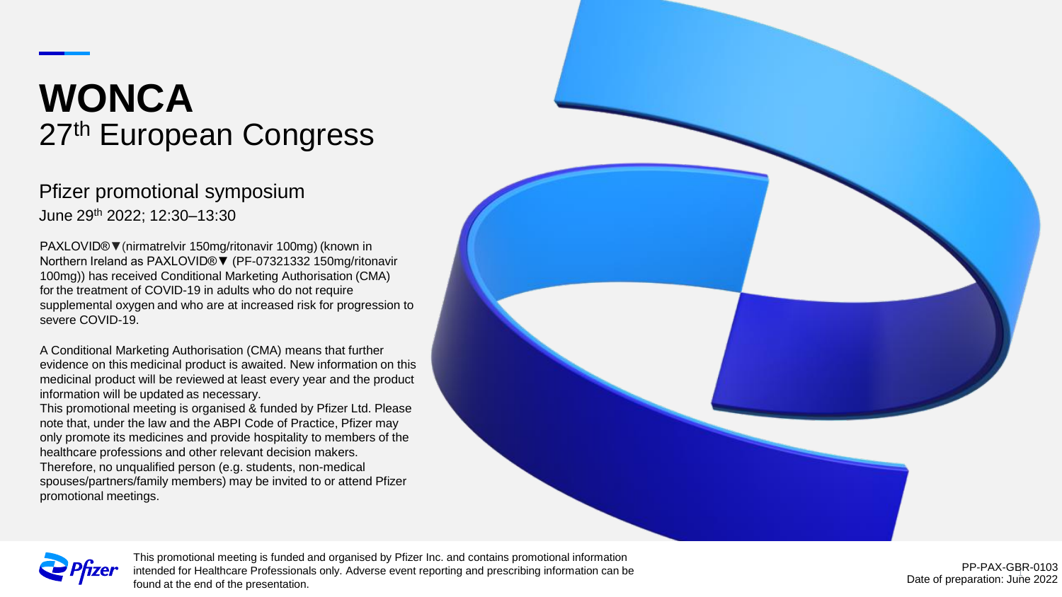# WONCA

## 27th European Congress

### Pfizer promotional symposium

June 29th 2022; 12:30–13:30

PAXLOVID®▼(nirmatrelvir 150mg/ritonavir 100mg) (known in Northern Ireland as PAXLOVID®▼ (PF-07321332 150mg/ritonavir 100mg)) has received Conditional Marketing Authorisation (CMA) for the treatment of COVID-19 in adults who do not require supplemental oxygen and who are at increased risk for progression to severe COVID-19.

A Conditional Marketing Authorisation (CMA) means that further evidence on this medicinal product is awaited. New information on this medicinal product will be reviewed at least every year and the product information will be updated as necessary.

This promotional meeting is organised & funded by Pfizer Ltd. Please note that, under the law and the ABPI Code of Practice, Pfizer may only promote its medicines and provide hospitality to members of the healthcare professions and other relevant decision makers. Therefore, no unqualified person (e.g. students, non-medical spouses/partners/family members) may be invited to or attend Pfizer promotional meetings.

This promotional meeting is funded and organised by Pfizer Inc. and contains promotional information intended for Healthcare Professionals only. Adverse event reporting and prescribing information can be found at the end of the presentation.

PP-PAX-GBR-0103
Date of preparation: June 2022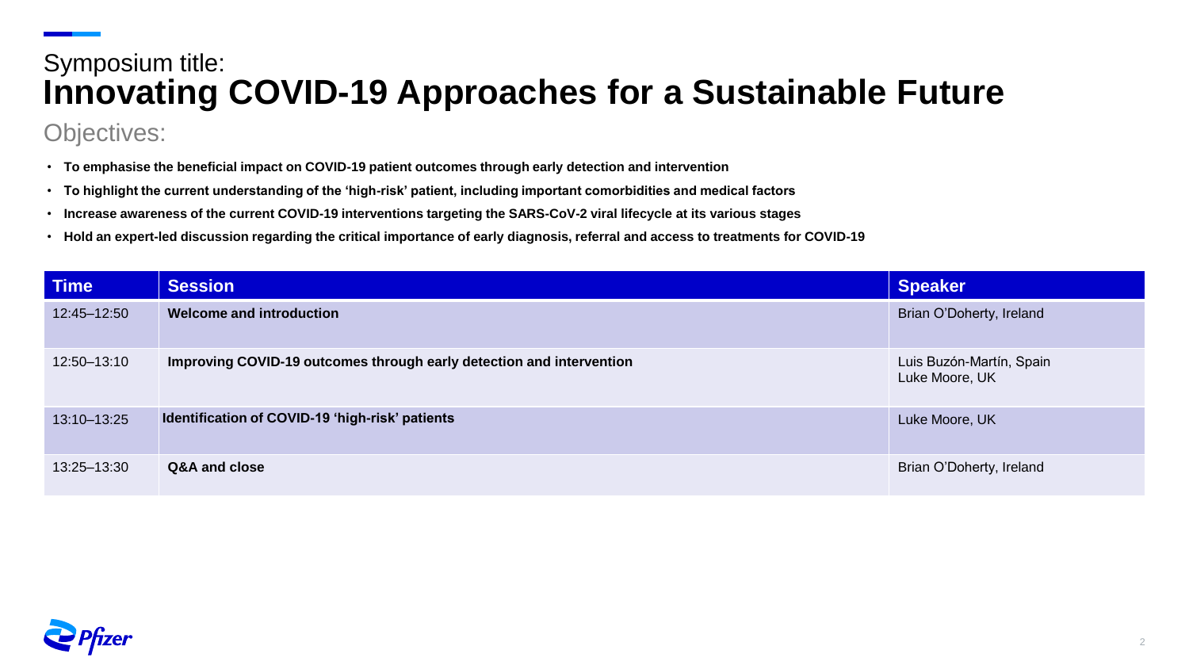Symposium title:

# Innovating COVID-19 Approaches for a Sustainable Future

## Objectives:

- **To emphasise the beneficial impact on COVID-19 patient outcomes through early detection and intervention**
- **To highlight the current understanding of the 'high-risk' patient, including important comorbidities and medical factors**
- **Increase awareness of the current COVID-19 interventions targeting the SARS-CoV-2 viral lifecycle at its various stages**
- **Hold an expert-led discussion regarding the critical importance of early diagnosis, referral and access to treatments for COVID-19**

| Time | Session | Speaker |
| --- | --- | --- |
| 12:45–12:50 | **Welcome and introduction** | Brian O'Doherty, Ireland |
| 12:50–13:10 | **Improving COVID-19 outcomes through early detection and intervention** | Luis Buzón-Martín, Spain<br>Luke Moore, UK |
| 13:10–13:25 | **Identification of COVID-19 'high-risk' patients** | Luke Moore, UK |
| 13:25–13:30 | **Q&A and close** | Brian O'Doherty, Ireland |

Pfizer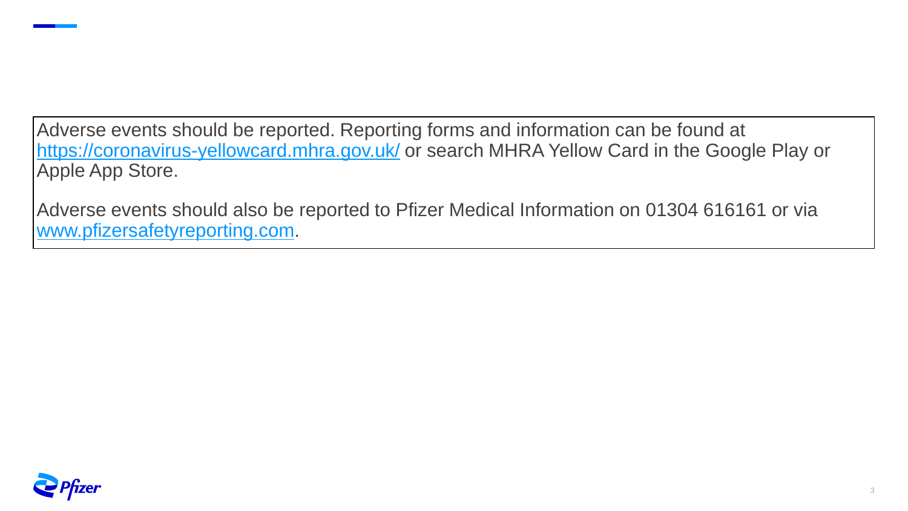Adverse events should be reported. Reporting forms and information can be found at https://coronavirus-yellowcard.mhra.gov.uk/ or search MHRA Yellow Card in the Google Play or Apple App Store.

Adverse events should also be reported to Pfizer Medical Information on 01304 616161 or via www.pfizersafetyreporting.com.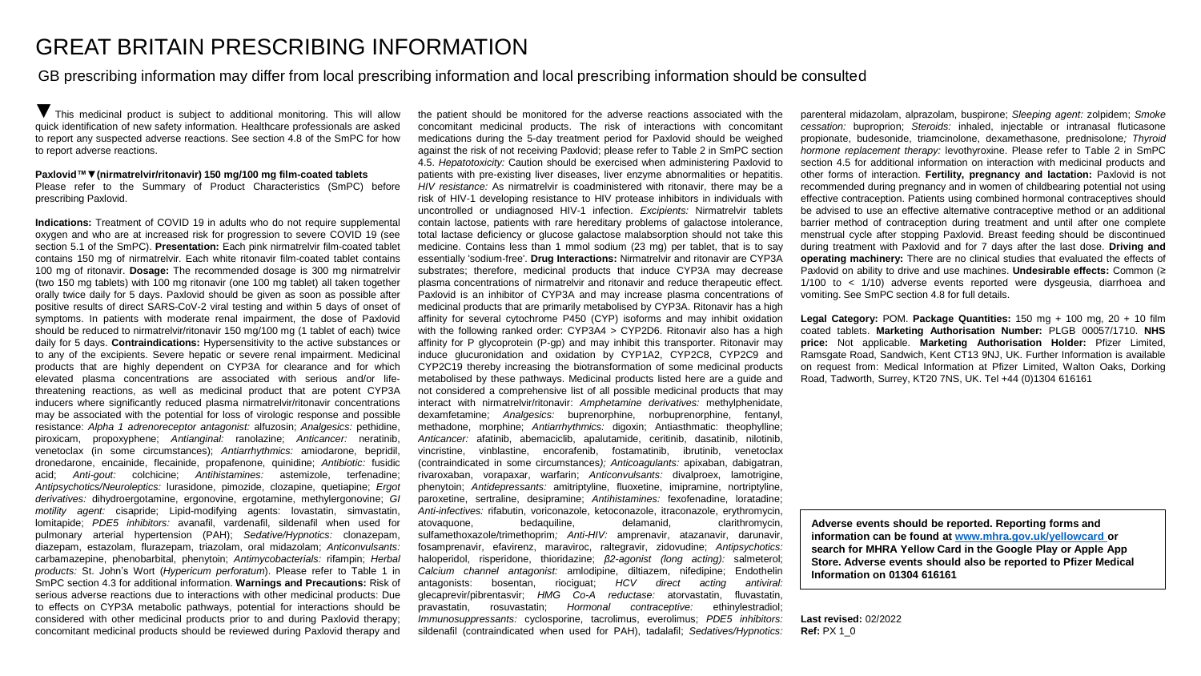# GREAT BRITAIN PRESCRIBING INFORMATION

GB prescribing information may differ from local prescribing information and local prescribing information should be consulted

▼ This medicinal product is subject to additional monitoring. This will allow quick identification of new safety information. Healthcare professionals are asked to report any suspected adverse reactions. See section 4.8 of the SmPC for how to report adverse reactions.

**Paxlovid™▼(nirmatrelvir/ritonavir) 150 mg/100 mg film-coated tablets**
Please refer to the Summary of Product Characteristics (SmPC) before prescribing Paxlovid.

**Indications:** Treatment of COVID 19 in adults who do not require supplemental oxygen and who are at increased risk for progression to severe COVID 19 (see section 5.1 of the SmPC). **Presentation:** Each pink nirmatrelvir film-coated tablet contains 150 mg of nirmatrelvir. Each white ritonavir film-coated tablet contains 100 mg of ritonavir. **Dosage:** The recommended dosage is 300 mg nirmatrelvir (two 150 mg tablets) with 100 mg ritonavir (one 100 mg tablet) all taken together orally twice daily for 5 days. Paxlovid should be given as soon as possible after positive results of direct SARS-CoV-2 viral testing and within 5 days of onset of symptoms. In patients with moderate renal impairment, the dose of Paxlovid should be reduced to nirmatrelvir/ritonavir 150 mg/100 mg (1 tablet of each) twice daily for 5 days. **Contraindications:** Hypersensitivity to the active substances or to any of the excipients. Severe hepatic or severe renal impairment. Medicinal products that are highly dependent on CYP3A for clearance and for which elevated plasma concentrations are associated with serious and/or life-threatening reactions, as well as medicinal product that are potent CYP3A inducers where significantly reduced plasma nirmatrelvir/ritonavir concentrations may be associated with the potential for loss of virologic response and possible resistance: *Alpha 1 adrenoreceptor antagonist:* alfuzosin; *Analgesics:* pethidine, piroxicam, propoxyphene; *Antianginal:* ranolazine; *Anticancer:* neratinib, venetoclax (in some circumstances); *Antiarrhythmics:* amiodarone, bepridil, dronedarone, encainide, flecainide, propafenone, quinidine; *Antibiotic:* fusidic acid; *Anti-gout:* colchicine; *Antihistamines:* astemizole, terfenadine; *Antipsychotics/Neuroleptics:* lurasidone, pimozide, clozapine, quetiapine; *Ergot derivatives:* dihydroergotamine, ergonovine, ergotamine, methylergonovine; *GI motility agent:* cisapride; Lipid-modifying agents: lovastatin, simvastatin, lomitapide; *PDE5 inhibitors:* avanafil, vardenafil, sildenafil when used for pulmonary arterial hypertension (PAH); *Sedative/Hypnotics:* clonazepam, diazepam, estazolam, flurazepam, triazolam, oral midazolam; *Anticonvulsants:* carbamazepine, phenobarbital, phenytoin; *Antimycobacterials:* rifampin; *Herbal products:* St. John's Wort (*Hypericum perforatum*). Please refer to Table 1 in SmPC section 4.3 for additional information. **Warnings and Precautions:** Risk of serious adverse reactions due to interactions with other medicinal products: Due to effects on CYP3A metabolic pathways, potential for interactions should be considered with other medicinal products prior to and during Paxlovid therapy; concomitant medicinal products should be reviewed during Paxlovid therapy and the patient should be monitored for the adverse reactions associated with the concomitant medicinal products. The risk of interactions with concomitant medications during the 5-day treatment period for Paxlovid should be weighed against the risk of not receiving Paxlovid; please refer to Table 2 in SmPC section 4.5. *Hepatotoxicity:* Caution should be exercised when administering Paxlovid to patients with pre-existing liver diseases, liver enzyme abnormalities or hepatitis. *HIV resistance:* As nirmatrelvir is coadministered with ritonavir, there may be a risk of HIV-1 developing resistance to HIV protease inhibitors in individuals with uncontrolled or undiagnosed HIV-1 infection. *Excipients:* Nirmatrelvir tablets contain lactose, patients with rare hereditary problems of galactose intolerance, total lactase deficiency or glucose galactose malabsorption should not take this medicine. Contains less than 1 mmol sodium (23 mg) per tablet, that is to say essentially 'sodium-free'. **Drug Interactions:** Nirmatrelvir and ritonavir are CYP3A substrates; therefore, medicinal products that induce CYP3A may decrease plasma concentrations of nirmatrelvir and ritonavir and reduce therapeutic effect. Paxlovid is an inhibitor of CYP3A and may increase plasma concentrations of medicinal products that are primarily metabolised by CYP3A. Ritonavir has a high affinity for several cytochrome P450 (CYP) isoforms and may inhibit oxidation with the following ranked order: CYP3A4 > CYP2D6. Ritonavir also has a high affinity for P glycoprotein (P-gp) and may inhibit this transporter. Ritonavir may induce glucuronidation and oxidation by CYP1A2, CYP2C8, CYP2C9 and CYP2C19 thereby increasing the biotransformation of some medicinal products metabolised by these pathways. Medicinal products listed here are a guide and not considered a comprehensive list of all possible medicinal products that may interact with nirmatrelvir/ritonavir: *Amphetamine derivatives:* methylphenidate, dexamfetamine; *Analgesics:* buprenorphine, norbuprenorphine, fentanyl, methadone, morphine; *Antiarrhythmics:* digoxin; Antiasthmatic: theophylline; *Anticancer:* afatinib, abemaciclib, apalutamide, ceritinib, dasatinib, nilotinib, vincristine, vinblastine, encorafenib, fostamatinib, ibrutinib, venetoclax (contraindicated in some circumstances); *Anticoagulants:* apixaban, dabigatran, rivaroxaban, vorapaxar, warfarin; *Anticonvulsants:* divalproex, lamotrigine, phenytoin; *Antidepressants:* amitriptyline, fluoxetine, imipramine, nortriptyline, paroxetine, sertraline, desipramine; *Antihistamines:* fexofenadine, loratadine; *Anti-infectives:* rifabutin, voriconazole, ketoconazole, itraconazole, erythromycin, atovaquone, bedaquiline, delamanid, clarithromycin, sulfamethoxazole/trimethoprim; *Anti-HIV:* amprenavir, atazanavir, darunavir, fosamprenavir, efavirenz, maraviroc, raltegravir, zidovudine; *Antipsychotics:* haloperidol, risperidone, thioridazine; *β2-agonist (long acting):* salmeterol; *Calcium channel antagonist:* amlodipine, diltiazem, nifedipine; Endothelin antagonists: bosentan, riociguat; *HCV direct acting antiviral:* glecaprevir/pibrentasvir; *HMG Co-A reductase:* atorvastatin, fluvastatin, pravastatin, rosuvastatin; *Hormonal contraceptive:* ethinylestradiol; *Immunosuppressants:* cyclosporine, tacrolimus, everolimus; *PDE5 inhibitors:* sildenafil (contraindicated when used for PAH), tadalafil; *Sedatives/Hypnotics:* parenteral midazolam, alprazolam, buspirone; *Sleeping agent:* zolpidem; *Smoke cessation:* buproprion; *Steroids:* inhaled, injectable or intranasal fluticasone propionate, budesonide, triamcinolone, dexamethasone, prednisolone*; Thyroid hormone replacement therapy:* levothyroxine. Please refer to Table 2 in SmPC section 4.5 for additional information on interaction with medicinal products and other forms of interaction. **Fertility, pregnancy and lactation:** Paxlovid is not recommended during pregnancy and in women of childbearing potential not using effective contraception. Patients using combined hormonal contraceptives should be advised to use an effective alternative contraceptive method or an additional barrier method of contraception during treatment and until after one complete menstrual cycle after stopping Paxlovid. Breast feeding should be discontinued during treatment with Paxlovid and for 7 days after the last dose. **Driving and operating machinery:** There are no clinical studies that evaluated the effects of Paxlovid on ability to drive and use machines. **Undesirable effects:** Common (≥ 1/100 to < 1/10) adverse events reported were dysgeusia, diarrhoea and vomiting. See SmPC section 4.8 for full details.

**Legal Category:** POM. **Package Quantities:** 150 mg + 100 mg, 20 + 10 film coated tablets. **Marketing Authorisation Number:** PLGB 00057/1710. **NHS price:** Not applicable. **Marketing Authorisation Holder:** Pfizer Limited, Ramsgate Road, Sandwich, Kent CT13 9NJ, UK. Further Information is available on request from: Medical Information at Pfizer Limited, Walton Oaks, Dorking Road, Tadworth, Surrey, KT20 7NS, UK. Tel +44 (0)1304 616161

**Adverse events should be reported. Reporting forms and information can be found at www.mhra.gov.uk/yellowcard or search for MHRA Yellow Card in the Google Play or Apple App Store. Adverse events should also be reported to Pfizer Medical Information on 01304 616161**

**Last revised:** 02/2022
**Ref:** PX 1_0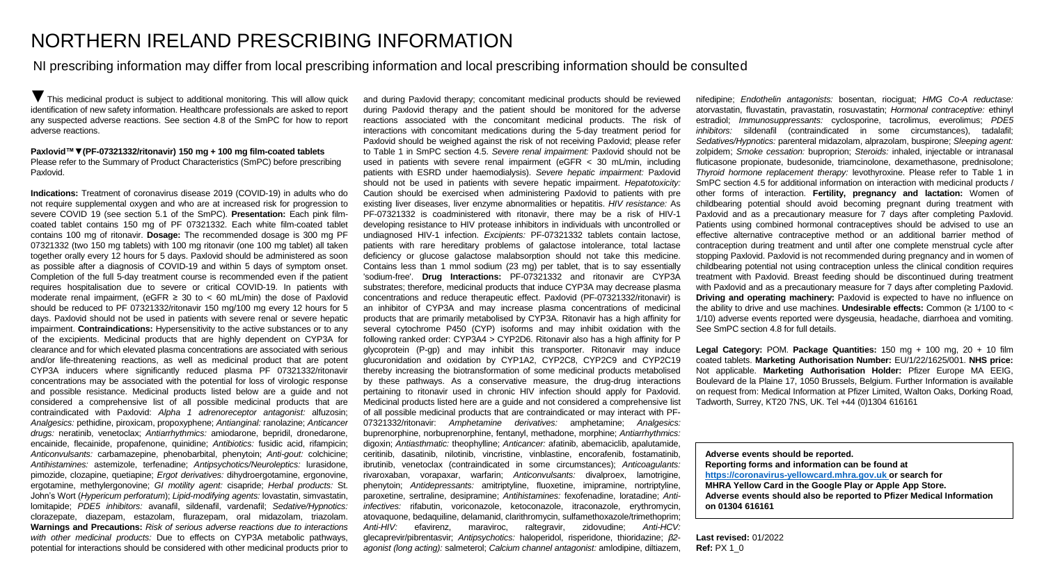# NORTHERN IRELAND PRESCRIBING INFORMATION

NI prescribing information may differ from local prescribing information and local prescribing information should be consulted

▼ This medicinal product is subject to additional monitoring. This will allow quick identification of new safety information. Healthcare professionals are asked to report any suspected adverse reactions. See section 4.8 of the SmPC for how to report adverse reactions.

**Paxlovid™▼(PF-07321332/ritonavir) 150 mg + 100 mg film-coated tablets**
Please refer to the Summary of Product Characteristics (SmPC) before prescribing Paxlovid.

**Indications:** Treatment of coronavirus disease 2019 (COVID-19) in adults who do not require supplemental oxygen and who are at increased risk for progression to severe COVID 19 (see section 5.1 of the SmPC). **Presentation:** Each pink film-coated tablet contains 150 mg of PF 07321332. Each white film-coated tablet contains 100 mg of ritonavir. **Dosage:** The recommended dosage is 300 mg PF 07321332 (two 150 mg tablets) with 100 mg ritonavir (one 100 mg tablet) all taken together orally every 12 hours for 5 days. Paxlovid should be administered as soon as possible after a diagnosis of COVID-19 and within 5 days of symptom onset. Completion of the full 5-day treatment course is recommended even if the patient requires hospitalisation due to severe or critical COVID-19. In patients with moderate renal impairment, (eGFR ≥ 30 to < 60 mL/min) the dose of Paxlovid should be reduced to PF 07321332/ritonavir 150 mg/100 mg every 12 hours for 5 days. Paxlovid should not be used in patients with severe renal or severe hepatic impairment. **Contraindications:** Hypersensitivity to the active substances or to any of the excipients. Medicinal products that are highly dependent on CYP3A for clearance and for which elevated plasma concentrations are associated with serious and/or life-threatening reactions, as well as medicinal product that are potent CYP3A inducers where significantly reduced plasma PF 07321332/ritonavir concentrations may be associated with the potential for loss of virologic response and possible resistance. Medicinal products listed below are a guide and not considered a comprehensive list of all possible medicinal products that are contraindicated with Paxlovid: *Alpha 1 adrenoreceptor antagonist:* alfuzosin; *Analgesics:* pethidine, piroxicam, propoxyphene; *Antianginal:* ranolazine; *Anticancer drugs:* neratinib, venetoclax; *Antiarrhythmics:* amiodarone, bepridil, dronedarone, encainide, flecainide, propafenone, quinidine; *Antibiotics:* fusidic acid, rifampicin; *Anticonvulsants:* carbamazepine, phenobarbital, phenytoin; *Anti-gout:* colchicine; *Antihistamines:* astemizole, terfenadine; *Antipsychotics/Neuroleptics:* lurasidone, pimozide, clozapine, quetiapine; *Ergot derivatives:* dihydroergotamine, ergonovine, ergotamine, methylergonovine; *GI motility agent:* cisapride; *Herbal products:* St. John's Wort (*Hypericum perforatum*); *Lipid-modifying agents:* lovastatin, simvastatin, lomitapide; *PDE5 inhibitors:* avanafil, sildenafil, vardenafil; *Sedative/Hypnotics:* clorazepate, diazepam, estazolam, flurazepam, oral midazolam, triazolam. **Warnings and Precautions:** *Risk of serious adverse reactions due to interactions with other medicinal products:* Due to effects on CYP3A metabolic pathways, potential for interactions should be considered with other medicinal products prior to and during Paxlovid therapy; concomitant medicinal products should be reviewed during Paxlovid therapy and the patient should be monitored for the adverse reactions associated with the concomitant medicinal products. The risk of interactions with concomitant medications during the 5-day treatment period for Paxlovid should be weighed against the risk of not receiving Paxlovid; please refer to Table 1 in SmPC section 4.5. *Severe renal impairment:* Paxlovid should not be used in patients with severe renal impairment (eGFR < 30 mL/min, including patients with ESRD under haemodialysis). *Severe hepatic impairment:* Paxlovid should not be used in patients with severe hepatic impairment. *Hepatotoxicity:* Caution should be exercised when administering Paxlovid to patients with pre existing liver diseases, liver enzyme abnormalities or hepatitis. *HIV resistance:* As PF-07321332 is coadministered with ritonavir, there may be a risk of HIV-1 developing resistance to HIV protease inhibitors in individuals with uncontrolled or undiagnosed HIV-1 infection. *Excipients:* PF-07321332 tablets contain lactose, patients with rare hereditary problems of galactose intolerance, total lactase deficiency or glucose galactose malabsorption should not take this medicine. Contains less than 1 mmol sodium (23 mg) per tablet, that is to say essentially 'sodium-free'. **Drug Interactions:** PF-07321332 and ritonavir are CYP3A substrates; therefore, medicinal products that induce CYP3A may decrease plasma concentrations and reduce therapeutic effect. Paxlovid (PF-07321332/ritonavir) is an inhibitor of CYP3A and may increase plasma concentrations of medicinal products that are primarily metabolised by CYP3A. Ritonavir has a high affinity for several cytochrome P450 (CYP) isoforms and may inhibit oxidation with the following ranked order: CYP3A4 > CYP2D6. Ritonavir also has a high affinity for P glycoprotein (P-gp) and may inhibit this transporter. Ritonavir may induce glucuronidation and oxidation by CYP1A2, CYP2C8, CYP2C9 and CYP2C19 thereby increasing the biotransformation of some medicinal products metabolised by these pathways. As a conservative measure, the drug-drug interactions pertaining to ritonavir used in chronic HIV infection should apply for Paxlovid. Medicinal products listed here are a guide and not considered a comprehensive list of all possible medicinal products that are contraindicated or may interact with PF-07321332/ritonavir: *Amphetamine derivatives:* amphetamine; *Analgesics:* buprenorphine, norbuprenorphine, fentanyl, methadone, morphine; *Antiarrhythmics:* digoxin; *Antiasthmatic:* theophylline; *Anticancer:* afatinib, abemaciclib, apalutamide, ceritinib, dasatinib, nilotinib, vincristine, vinblastine, encorafenib, fostamatinib, ibrutinib, venetoclax (contraindicated in some circumstances); *Anticoagulants:* rivaroxaban, vorapaxar, warfarin; *Anticonvulsants:* divalproex, lamotrigine, phenytoin; *Antidepressants:* amitriptyline, fluoxetine, imipramine, nortriptyline, paroxetine, sertraline, desipramine; *Antihistamines:* fexofenadine, loratadine; *Anti-infectives:* rifabutin, voriconazole, ketoconazole, itraconazole, erythromycin, atovaquone, bedaquiline, delamanid, clarithromycin, sulfamethoxazole/trimethoprim; *Anti-HIV:* efavirenz, maraviroc, raltegravir, zidovudine; *Anti-HCV:* glecaprevir/pibrentasvir; *Antipsychotics:* haloperidol, risperidone, thioridazine; *β2-agonist (long acting):* salmeterol; *Calcium channel antagonist:* amlodipine, diltiazem, nifedipine; *Endothelin antagonists:* bosentan, riociguat; *HMG Co-A reductase:* atorvastatin, fluvastatin, pravastatin, rosuvastatin; *Hormonal contraceptive:* ethinyl estradiol; *Immunosuppressants:* cyclosporine, tacrolimus, everolimus; *PDE5 inhibitors:* sildenafil (contraindicated in some circumstances), tadalafil; *Sedatives/Hypnotics:* parenteral midazolam, alprazolam, buspirone; *Sleeping agent:* zolpidem; *Smoke cessation:* buproprion; *Steroids:* inhaled, injectable or intranasal fluticasone propionate, budesonide, triamcinolone, dexamethasone, prednisolone; *Thyroid hormone replacement therapy:* levothyroxine. Please refer to Table 1 in SmPC section 4.5 for additional information on interaction with medicinal products / other forms of interaction. **Fertility, pregnancy and lactation:** Women of childbearing potential should avoid becoming pregnant during treatment with Paxlovid and as a precautionary measure for 7 days after completing Paxlovid. Patients using combined hormonal contraceptives should be advised to use an effective alternative contraceptive method or an additional barrier method of contraception during treatment and until after one complete menstrual cycle after stopping Paxlovid. Paxlovid is not recommended during pregnancy and in women of childbearing potential not using contraception unless the clinical condition requires treatment with Paxlovid. Breast feeding should be discontinued during treatment with Paxlovid and as a precautionary measure for 7 days after completing Paxlovid. **Driving and operating machinery:** Paxlovid is expected to have no influence on the ability to drive and use machines. **Undesirable effects:** Common (≥ 1/100 to < 1/10) adverse events reported were dysgeusia, headache, diarrhoea and vomiting. See SmPC section 4.8 for full details.

**Legal Category:** POM. **Package Quantities:** 150 mg + 100 mg, 20 + 10 film coated tablets. **Marketing Authorisation Number:** EU/1/22/1625/001. **NHS price:** Not applicable. **Marketing Authorisation Holder:** Pfizer Europe MA EEIG, Boulevard de la Plaine 17, 1050 Brussels, Belgium. Further Information is available on request from: Medical Information at Pfizer Limited, Walton Oaks, Dorking Road, Tadworth, Surrey, KT20 7NS, UK. Tel +44 (0)1304 616161

**Adverse events should be reported.**
**Reporting forms and information can be found at [https://coronavirus-yellowcard.mhra.gov.uk](https://coronavirus-yellowcard.mhra.gov.uk) or search for MHRA Yellow Card in the Google Play or Apple App Store.**
**Adverse events should also be reported to Pfizer Medical Information on 01304 616161**

**Last revised:** 01/2022
**Ref:** PX 1_0